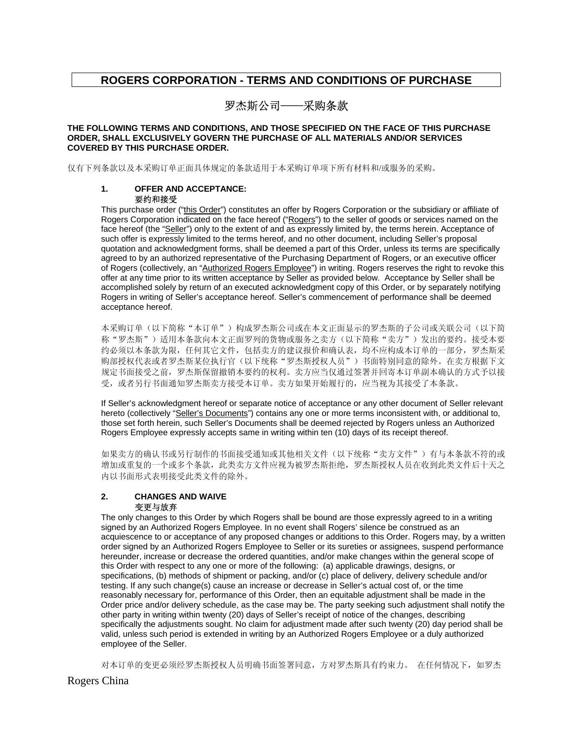# ROGERS CORPORATION - TERMS AND CONDITIONS OF PURCHASE

## 罗杰斯公司——采购条款

**THE FOLLOWING TERMS AND CONDITIONS, AND THOSE SPECIFIED ON THE FACE OF THIS PURCHASE ORDER, SHALL EXCLUSIVELY GOVERN THE PURCHASE OF ALL MATERIALS AND/OR SERVICES COVERED BY THIS PURCHASE ORDER.**

仅有下列条款以及本采购订单正面具体规定的条款适用于本采购订单项下所有材料和/或服务的采购。

### 1. OFFER AND ACCEPTANCE:
**要约和接受**

This purchase order ("this Order") constitutes an offer by Rogers Corporation or the subsidiary or affiliate of Rogers Corporation indicated on the face hereof ("Rogers") to the seller of goods or services named on the face hereof (the "Seller") only to the extent of and as expressly limited by, the terms herein. Acceptance of such offer is expressly limited to the terms hereof, and no other document, including Seller's proposal quotation and acknowledgment forms, shall be deemed a part of this Order, unless its terms are specifically agreed to by an authorized representative of the Purchasing Department of Rogers, or an executive officer of Rogers (collectively, an "Authorized Rogers Employee") in writing. Rogers reserves the right to revoke this offer at any time prior to its written acceptance by Seller as provided below. Acceptance by Seller shall be accomplished solely by return of an executed acknowledgment copy of this Order, or by separately notifying Rogers in writing of Seller's acceptance hereof. Seller's commencement of performance shall be deemed acceptance hereof.

本采购订单（以下简称"本订单"）构成罗杰斯公司或在本文正面显示的罗杰斯的子公司或关联公司（以下简称"罗杰斯"）适用本条款向本文正面罗列的货物或服务之卖方（以下简称"卖方"）发出的要约。接受本要约必须以本条款为限，任何其它文件，包括卖方的建议报价和确认表，均不应构成本订单的一部分，罗杰斯采购部授权代表或者罗杰斯某位执行官（以下统称"罗杰斯授权人员"）书面特别同意的除外。在卖方根据下文规定书面接受之前，罗杰斯保留撤销本要约的权利。卖方应当仅通过签署并回寄本订单副本确认的方式予以接受，或者另行书面通知罗杰斯卖方接受本订单。卖方如果开始履行的，应当视为其接受了本条款。

If Seller's acknowledgment hereof or separate notice of acceptance or any other document of Seller relevant hereto (collectively "Seller's Documents") contains any one or more terms inconsistent with, or additional to, those set forth herein, such Seller's Documents shall be deemed rejected by Rogers unless an Authorized Rogers Employee expressly accepts same in writing within ten (10) days of its receipt thereof.

如果卖方的确认书或另行制作的书面接受通知或其他相关文件（以下统称"卖方文件"）有与本条款不符的或增加或重复的一个或多个条款，此类卖方文件应视为被罗杰斯拒绝，罗杰斯授权人员在收到此类文件后十天之内以书面形式表明接受此类文件的除外。

### 2. CHANGES AND WAIVE
**变更与放弃**

The only changes to this Order by which Rogers shall be bound are those expressly agreed to in a writing signed by an Authorized Rogers Employee. In no event shall Rogers' silence be construed as an acquiescence to or acceptance of any proposed changes or additions to this Order. Rogers may, by a written order signed by an Authorized Rogers Employee to Seller or its sureties or assignees, suspend performance hereunder, increase or decrease the ordered quantities, and/or make changes within the general scope of this Order with respect to any one or more of the following: (a) applicable drawings, designs, or specifications, (b) methods of shipment or packing, and/or (c) place of delivery, delivery schedule and/or testing. If any such change(s) cause an increase or decrease in Seller's actual cost of, or the time reasonably necessary for, performance of this Order, then an equitable adjustment shall be made in the Order price and/or delivery schedule, as the case may be. The party seeking such adjustment shall notify the other party in writing within twenty (20) days of Seller's receipt of notice of the changes, describing specifically the adjustments sought. No claim for adjustment made after such twenty (20) day period shall be valid, unless such period is extended in writing by an Authorized Rogers Employee or a duly authorized employee of the Seller.

对本订单的变更必须经罗杰斯授权人员明确书面签署同意，方对罗杰斯具有约束力。 在任何情况下，如罗杰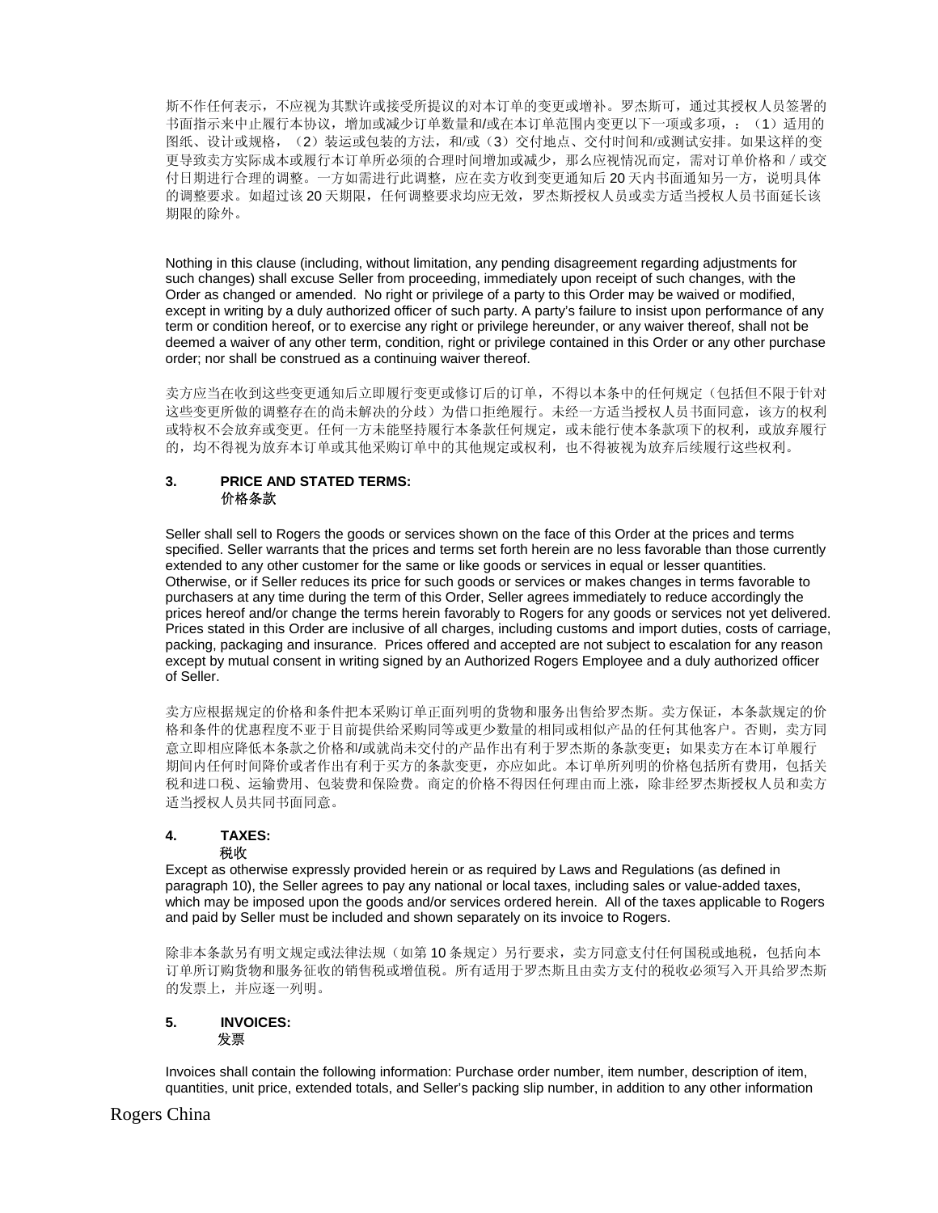斯不作任何表示，不应视为其默许或接受所提议的对本订单的变更或增补。罗杰斯可，通过其授权人员签署的书面指示来中止履行本协议，增加或减少订单数量和/或在本订单范围内变更以下一项或多项，：（1）适用的图纸、设计或规格，（2）装运或包装的方法，和/或（3）交付地点、交付时间和/或测试安排。如果这样的变更导致卖方实际成本或履行本订单所必须的合理时间增加或减少，那么应视情况而定，需对订单价格和 / 或交付日期进行合理的调整。一方如需进行此调整，应在卖方收到变更通知后 20 天内书面通知另一方，说明具体的调整要求。如超过该 20 天期限，任何调整要求均应无效，罗杰斯授权人员或卖方适当授权人员书面延长该期限的除外。

Nothing in this clause (including, without limitation, any pending disagreement regarding adjustments for such changes) shall excuse Seller from proceeding, immediately upon receipt of such changes, with the Order as changed or amended. No right or privilege of a party to this Order may be waived or modified, except in writing by a duly authorized officer of such party. A party's failure to insist upon performance of any term or condition hereof, or to exercise any right or privilege hereunder, or any waiver thereof, shall not be deemed a waiver of any other term, condition, right or privilege contained in this Order or any other purchase order; nor shall be construed as a continuing waiver thereof.

卖方应当在收到这些变更通知后立即履行变更或修订后的订单，不得以本条中的任何规定（包括但不限于针对这些变更所做的调整存在的尚未解决的分歧）为借口拒绝履行。未经一方适当授权人员书面同意，该方的权利或特权不会放弃或变更。任何一方未能坚持履行本条款任何规定，或未能行使本条款项下的权利，或放弃履行的，均不得视为放弃本订单或其他采购订单中的其他规定或权利，也不得被视为放弃后续履行这些权利。

**3. PRICE AND STATED TERMS:**
**价格条款**

Seller shall sell to Rogers the goods or services shown on the face of this Order at the prices and terms specified. Seller warrants that the prices and terms set forth herein are no less favorable than those currently extended to any other customer for the same or like goods or services in equal or lesser quantities. Otherwise, or if Seller reduces its price for such goods or services or makes changes in terms favorable to purchasers at any time during the term of this Order, Seller agrees immediately to reduce accordingly the prices hereof and/or change the terms herein favorably to Rogers for any goods or services not yet delivered. Prices stated in this Order are inclusive of all charges, including customs and import duties, costs of carriage, packing, packaging and insurance. Prices offered and accepted are not subject to escalation for any reason except by mutual consent in writing signed by an Authorized Rogers Employee and a duly authorized officer of Seller.

卖方应根据规定的价格和条件把本采购订单正面列明的货物和服务出售给罗杰斯。卖方保证，本条款规定的价格和条件的优惠程度不亚于目前提供给采购同等或更少数量的相同或相似产品的任何其他客户。否则，卖方同意立即相应降低本条款之价格和/或就尚未交付的产品作出有利于罗杰斯的条款变更；如果卖方在本订单履行期间内任何时间降价或者作出有利于买方的条款变更，亦应如此。本订单所列明的价格包括所有费用，包括关税和进出口税、运输费用、包装费和保险费。商定的价格不得因任何理由而上涨，除非经罗杰斯授权人员和卖方适当授权人员共同书面同意。

**4. TAXES:**
**税收**

Except as otherwise expressly provided herein or as required by Laws and Regulations (as defined in paragraph 10), the Seller agrees to pay any national or local taxes, including sales or value-added taxes, which may be imposed upon the goods and/or services ordered herein. All of the taxes applicable to Rogers and paid by Seller must be included and shown separately on its invoice to Rogers.

除非本条款另有明文规定或法律法规（如第 10 条规定）另行要求，卖方同意支付任何国税或地税，包括向本订单所订购货物和服务征收的销售税或增值税。所有适用于罗杰斯且由卖方支付的税收必须写入开具给罗杰斯的发票上，并应逐一列明。

**5. INVOICES:**
**发票**

Invoices shall contain the following information: Purchase order number, item number, description of item, quantities, unit price, extended totals, and Seller's packing slip number, in addition to any other information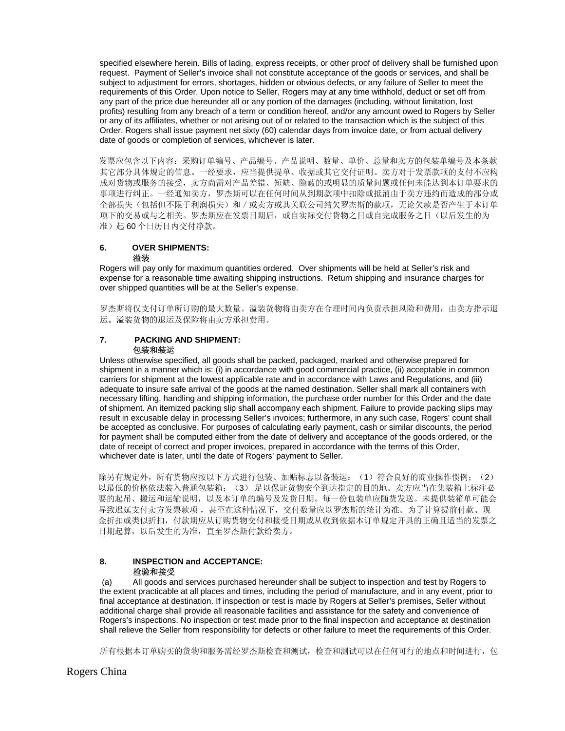specified elsewhere herein. Bills of lading, express receipts, or other proof of delivery shall be furnished upon request. Payment of Seller's invoice shall not constitute acceptance of the goods or services, and shall be subject to adjustment for errors, shortages, hidden or obvious defects, or any failure of Seller to meet the requirements of this Order. Upon notice to Seller, Rogers may at any time withhold, deduct or set off from any part of the price due hereunder all or any portion of the damages (including, without limitation, lost profits) resulting from any breach of a term or condition hereof, and/or any amount owed to Rogers by Seller or any of its affiliates, whether or not arising out of or related to the transaction which is the subject of this Order. Rogers shall issue payment net sixty (60) calendar days from invoice date, or from actual delivery date of goods or completion of services, whichever is later.

发票应包含以下内容：采购订单编号、产品编号、产品说明、数量、单价、总量和卖方的包装单编号及本条款其它部分具体规定的信息。一经要求，应当提供提单、收据或其它交付证明。卖方对于发票款项的支付不应构成对货物或服务的接受，卖方尚需对产品差错、短缺、隐蔽的或明显的质量问题或任何未能达到本订单要求的事项进行纠正。一经通知卖方，罗杰斯可以在任何时间从到期款项中扣除或抵消由于卖方违约而造成的部分或全部损失（包括但不限于利润损失）和／或卖方或其关联公司结欠罗杰斯的款项，无论欠款是否产生于本订单项下的交易或与之相关。罗杰斯应在发票日期后，或自实际交付货物之日或自完成服务之日（以后发生的为准）起 60 个日历日内交付净款。

**6. OVER SHIPMENTS:**
**溢装**

Rogers will pay only for maximum quantities ordered. Over shipments will be held at Seller's risk and expense for a reasonable time awaiting shipping instructions. Return shipping and insurance charges for over shipped quantities will be at the Seller's expense.

罗杰斯将仅支付订单所订购的最大数量。溢装货物将由卖方在合理时间内负责承担风险和费用，由卖方指示退运。溢装货物的退运及保险将由卖方承担费用。

**7. PACKING AND SHIPMENT:**
**包装和装运**

Unless otherwise specified, all goods shall be packed, packaged, marked and otherwise prepared for shipment in a manner which is: (i) in accordance with good commercial practice, (ii) acceptable in common carriers for shipment at the lowest applicable rate and in accordance with Laws and Regulations, and (iii) adequate to insure safe arrival of the goods at the named destination. Seller shall mark all containers with necessary lifting, handling and shipping information, the purchase order number for this Order and the date of shipment. An itemized packing slip shall accompany each shipment. Failure to provide packing slips may result in excusable delay in processing Seller's invoices; furthermore, in any such case, Rogers' count shall be accepted as conclusive. For purposes of calculating early payment, cash or similar discounts, the period for payment shall be computed either from the date of delivery and acceptance of the goods ordered, or the date of receipt of correct and proper invoices, prepared in accordance with the terms of this Order, whichever date is later, until the date of Rogers' payment to Seller.

除另有规定外，所有货物应按以下方式进行包装、加贴标志以备装运：（1）符合良好的商业操作惯例；（2）以最低的价格依法装入普通包装箱；（3）足以保证货物安全到达指定的目的地。卖方应当在集装箱上标注必要的起吊、搬运和运输说明，以及本订单的编号及发货日期。每一份包装单应随货发送。未提供装箱单可能会导致迟延支付卖方发票款项，甚至在这种情况下，交付数量应以罗杰斯的统计为准。为了计算提前付款、现金折扣或类似折扣，付款期应从订购货物交付和接受日期或从收到依据本订单规定开具的正确且适当的发票之日期起算，以后发生的为准，直至罗杰斯付款给卖方。

**8. INSPECTION and ACCEPTANCE:**
**检验和接受**

(a) All goods and services purchased hereunder shall be subject to inspection and test by Rogers to the extent practicable at all places and times, including the period of manufacture, and in any event, prior to final acceptance at destination. If inspection or test is made by Rogers at Seller's premises, Seller without additional charge shall provide all reasonable facilities and assistance for the safety and convenience of Rogers's inspections. No inspection or test made prior to the final inspection and acceptance at destination shall relieve the Seller from responsibility for defects or other failure to meet the requirements of this Order.

所有根据本订单购买的货物和服务需经罗杰斯检查和测试，检查和测试可以在任何可行的地点和时间进行，包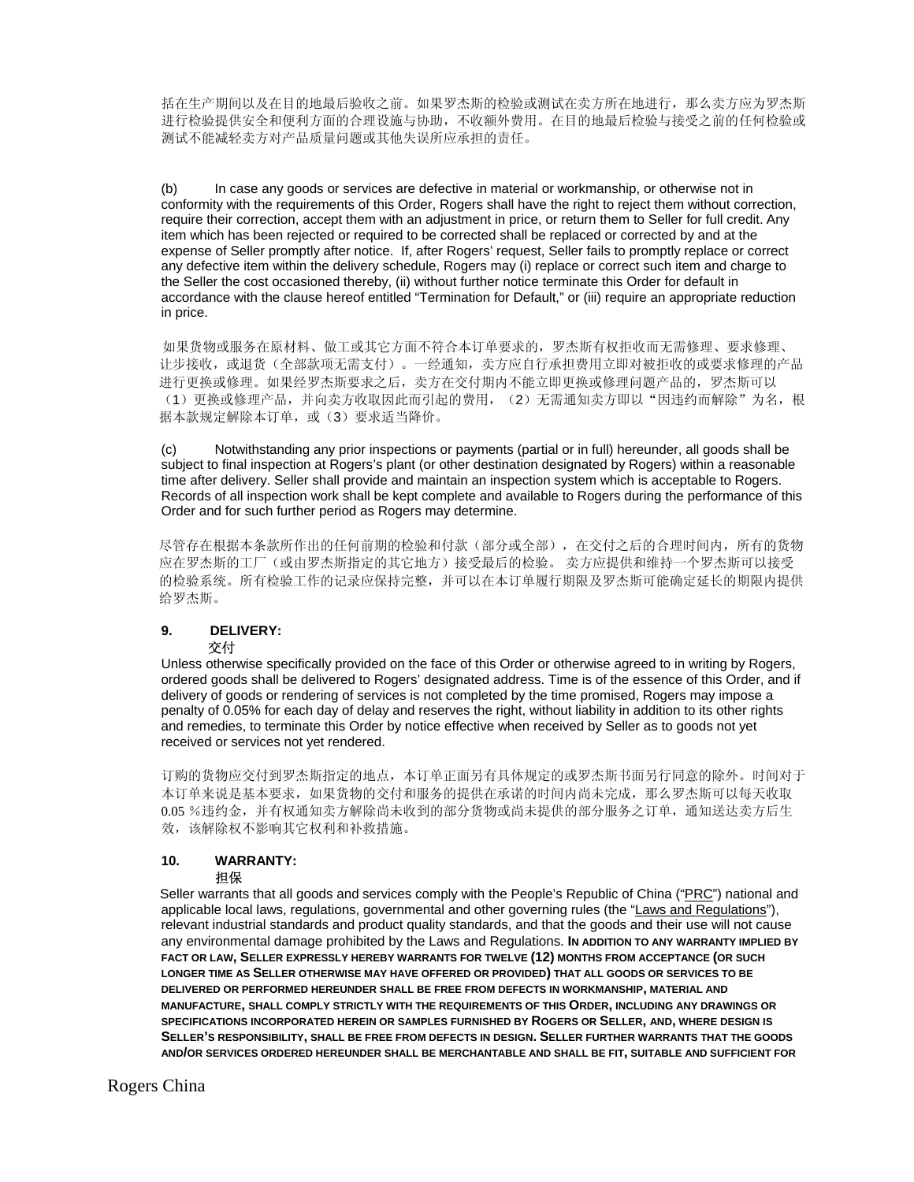括在生产期间以及在目的地最后验收之前。如果罗杰斯的检验或测试在卖方所在地进行，那么卖方应为罗杰斯进行检验提供安全和便利方面的合理设施与协助，不收额外费用。在目的地最后检验与接受之前的任何检验或测试不能减轻卖方对产品质量问题或其他失误所应承担的责任。

(b) In case any goods or services are defective in material or workmanship, or otherwise not in conformity with the requirements of this Order, Rogers shall have the right to reject them without correction, require their correction, accept them with an adjustment in price, or return them to Seller for full credit. Any item which has been rejected or required to be corrected shall be replaced or corrected by and at the expense of Seller promptly after notice. If, after Rogers' request, Seller fails to promptly replace or correct any defective item within the delivery schedule, Rogers may (i) replace or correct such item and charge to the Seller the cost occasioned thereby, (ii) without further notice terminate this Order for default in accordance with the clause hereof entitled "Termination for Default," or (iii) require an appropriate reduction in price.

如果货物或服务在原材料、做工或其它方面不符合本订单要求的，罗杰斯有权拒收而无需修理、要求修理、让步接收，或退货（全部款项无需支付）。一经通知，卖方应自行承担费用立即对被拒收的或要求修理的产品进行更换或修理。如果经罗杰斯要求之后，卖方在交付期内不能立即更换或修理问题产品的，罗杰斯可以（1）更换或修理产品，并向卖方收取因此而引起的费用，（2）无需通知卖方即以"因违约而解除"为名，根据本款规定解除本订单，或（3）要求适当降价。

(c) Notwithstanding any prior inspections or payments (partial or in full) hereunder, all goods shall be subject to final inspection at Rogers's plant (or other destination designated by Rogers) within a reasonable time after delivery. Seller shall provide and maintain an inspection system which is acceptable to Rogers. Records of all inspection work shall be kept complete and available to Rogers during the performance of this Order and for such further period as Rogers may determine.

尽管存在根据本条款所作出的任何前期的检验和付款（部分或全部），在交付之后的合理时间内，所有的货物应在罗杰斯的工厂（或由罗杰斯指定的其它地方）接受最后的检验。 卖方应提供和维持一个罗杰斯可以接受的检验系统。所有检验工作的记录应保持完整，并可以在本订单履行期限及罗杰斯可能确定延长的期限内提供给罗杰斯。

## 9. DELIVERY:
**交付**

Unless otherwise specifically provided on the face of this Order or otherwise agreed to in writing by Rogers, ordered goods shall be delivered to Rogers' designated address. Time is of the essence of this Order, and if delivery of goods or rendering of services is not completed by the time promised, Rogers may impose a penalty of 0.05% for each day of delay and reserves the right, without liability in addition to its other rights and remedies, to terminate this Order by notice effective when received by Seller as to goods not yet received or services not yet rendered.

订购的货物应交付到罗杰斯指定的地点，本订单正面另有具体规定的或罗杰斯书面另行同意的除外。时间对于本订单来说是基本要求，如果货物的交付和服务的提供在承诺的时间内尚未完成，那么罗杰斯可以每天收取0.05 %违约金，并有权通知卖方解除尚未收到的部分货物或尚未提供的部分服务之订单，通知送达卖方后生效，该解除权不影响其它权利和补救措施。

## 10. WARRANTY:
**担保**

Seller warrants that all goods and services comply with the People's Republic of China ("PRC") national and applicable local laws, regulations, governmental and other governing rules (the "Laws and Regulations"), relevant industrial standards and product quality standards, and that the goods and their use will not cause any environmental damage prohibited by the Laws and Regulations. **IN ADDITION TO ANY WARRANTY IMPLIED BY FACT OR LAW, SELLER EXPRESSLY HEREBY WARRANTS FOR TWELVE (12) MONTHS FROM ACCEPTANCE (OR SUCH LONGER TIME AS SELLER OTHERWISE MAY HAVE OFFERED OR PROVIDED) THAT ALL GOODS OR SERVICES TO BE DELIVERED OR PERFORMED HEREUNDER SHALL BE FREE FROM DEFECTS IN WORKMANSHIP, MATERIAL AND MANUFACTURE, SHALL COMPLY STRICTLY WITH THE REQUIREMENTS OF THIS ORDER, INCLUDING ANY DRAWINGS OR SPECIFICATIONS INCORPORATED HEREIN OR SAMPLES FURNISHED BY ROGERS OR SELLER, AND, WHERE DESIGN IS SELLER'S RESPONSIBILITY, SHALL BE FREE FROM DEFECTS IN DESIGN. SELLER FURTHER WARRANTS THAT THE GOODS AND/OR SERVICES ORDERED HEREUNDER SHALL BE MERCHANTABLE AND SHALL BE FIT, SUITABLE AND SUFFICIENT FOR**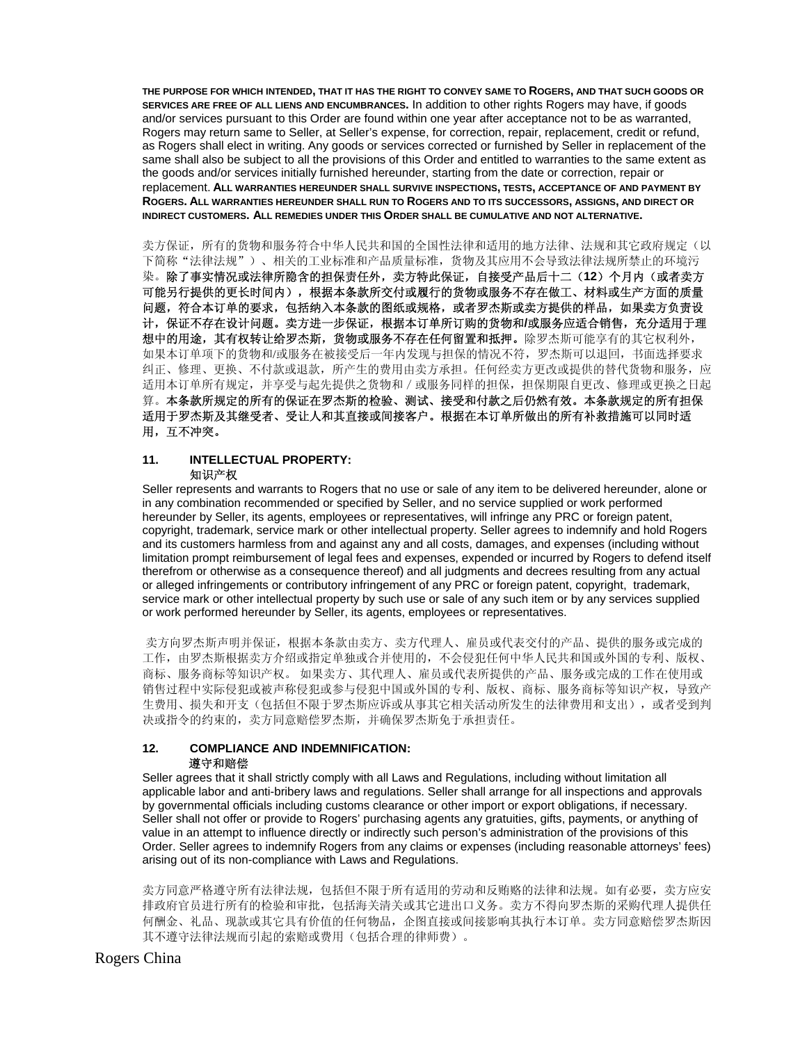**THE PURPOSE FOR WHICH INTENDED, THAT IT HAS THE RIGHT TO CONVEY SAME TO ROGERS, AND THAT SUCH GOODS OR SERVICES ARE FREE OF ALL LIENS AND ENCUMBRANCES.** In addition to other rights Rogers may have, if goods and/or services pursuant to this Order are found within one year after acceptance not to be as warranted, Rogers may return same to Seller, at Seller's expense, for correction, repair, replacement, credit or refund, as Rogers shall elect in writing. Any goods or services corrected or furnished by Seller in replacement of the same shall also be subject to all the provisions of this Order and entitled to warranties to the same extent as the goods and/or services initially furnished hereunder, starting from the date or correction, repair or replacement. **ALL WARRANTIES HEREUNDER SHALL SURVIVE INSPECTIONS, TESTS, ACCEPTANCE OF AND PAYMENT BY ROGERS. ALL WARRANTIES HEREUNDER SHALL RUN TO ROGERS AND TO ITS SUCCESSORS, ASSIGNS, AND DIRECT OR INDIRECT CUSTOMERS. ALL REMEDIES UNDER THIS ORDER SHALL BE CUMULATIVE AND NOT ALTERNATIVE.**

卖方保证，所有的货物和服务符合中华人民共和国的全国性法律和适用的地方法律、法规和其它政府规定（以下简称"法律法规"）、相关的工业标准和产品质量标准，货物及其应用不会导致法律法规所禁止的环境污染。**除了事实情况或法律所隐含的担保责任外，卖方特此保证，自接受产品后十二（12）个月内（或者卖方可能另行提供的更长时间内），根据本条款所交付或履行的货物或服务不存在做工、材料或生产方面的质量问题，符合本订单的要求，包括纳入本条款的图纸或规格，或者罗杰斯或卖方提供的样品，如果卖方负责设计，保证不存在设计问题。卖方进一步保证，根据本订单所订购的货物和/或服务应适合销售，充分适用于理想中的用途，其有权转让给罗杰斯，货物或服务不存在任何留置和抵押。**除罗杰斯可能享有的其它权利外，如果本订单项下的货物和/或服务在被接受后一年内发现与担保的情况不符，罗杰斯可以退回，书面选择要求纠正、修理、更换、不付款或退款，所产生的费用由卖方承担。任何经卖方更改或提供的替代货物和服务，应适用本订单所有规定，并享受与起先提供之货物和／或服务同样的担保，担保期限自更改、修理或更换之日起算。**本条款所规定的所有的保证在罗杰斯的检验、测试、接受和付款之后仍然有效。本条款规定的所有担保适用于罗杰斯及其继受者、受让人和其直接或间接客户。根据在本订单所做出的所有补救措施可以同时适用，互不冲突。**

## 11. INTELLECTUAL PROPERTY:
知识产权

Seller represents and warrants to Rogers that no use or sale of any item to be delivered hereunder, alone or in any combination recommended or specified by Seller, and no service supplied or work performed hereunder by Seller, its agents, employees or representatives, will infringe any PRC or foreign patent, copyright, trademark, service mark or other intellectual property. Seller agrees to indemnify and hold Rogers and its customers harmless from and against any and all costs, damages, and expenses (including without limitation prompt reimbursement of legal fees and expenses, expended or incurred by Rogers to defend itself therefrom or otherwise as a consequence thereof) and all judgments and decrees resulting from any actual or alleged infringements or contributory infringement of any PRC or foreign patent, copyright, trademark, service mark or other intellectual property by such use or sale of any such item or by any services supplied or work performed hereunder by Seller, its agents, employees or representatives.

卖方向罗杰斯声明并保证，根据本条款由卖方、卖方代理人、雇员或代表交付的产品、提供的服务或完成的工作，由罗杰斯根据卖方介绍或指定单独或合并使用的，不会侵犯任何中华人民共和国或外国的专利、版权、商标、服务商标等知识产权。 如果卖方、其代理人、雇员或代表所提供的产品、服务或完成的工作在使用或销售过程中实际侵犯或被声称侵犯或参与侵犯中国或外国的专利、版权、商标、服务商标等知识产权，导致产生费用、损失和开支（包括但不限于罗杰斯应诉或从事其它相关活动所发生的法律费用和支出），或者受到判决或指令的约束的，卖方同意赔偿罗杰斯，并确保罗杰斯免于承担责任。

## 12. COMPLIANCE AND INDEMNIFICATION:
遵守和赔偿

Seller agrees that it shall strictly comply with all Laws and Regulations, including without limitation all applicable labor and anti-bribery laws and regulations. Seller shall arrange for all inspections and approvals by governmental officials including customs clearance or other import or export obligations, if necessary. Seller shall not offer or provide to Rogers' purchasing agents any gratuities, gifts, payments, or anything of value in an attempt to influence directly or indirectly such person's administration of the provisions of this Order. Seller agrees to indemnify Rogers from any claims or expenses (including reasonable attorneys' fees) arising out of its non-compliance with Laws and Regulations.

卖方同意严格遵守所有法律法规，包括但不限于所有适用的劳动和反贿赂的法律和法规。如有必要，卖方应安排政府官员进行所有的检验和审批，包括海关清关或其它进出口义务。卖方不得向罗杰斯的采购代理人提供任何酬金、礼品、现款或其它具有价值的任何物品，企图直接或间接影响其执行本订单。卖方同意赔偿罗杰斯因其不遵守法律法规而引起的索赔或费用（包括合理的律师费）。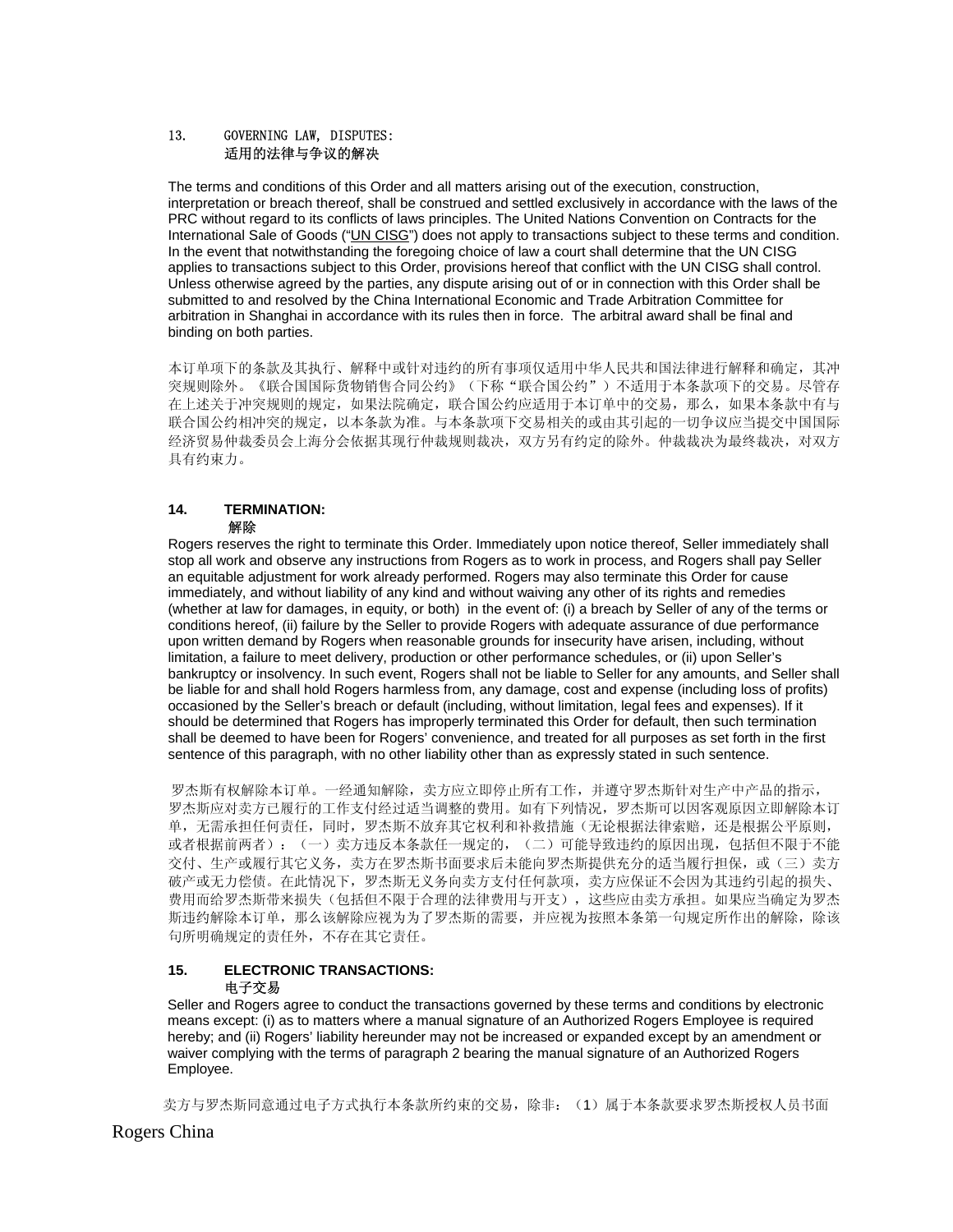## 13. GOVERNING LAW, DISPUTES:
适用的法律与争议的解决

The terms and conditions of this Order and all matters arising out of the execution, construction, interpretation or breach thereof, shall be construed and settled exclusively in accordance with the laws of the PRC without regard to its conflicts of laws principles. The United Nations Convention on Contracts for the International Sale of Goods ("UN CISG") does not apply to transactions subject to these terms and condition. In the event that notwithstanding the foregoing choice of law a court shall determine that the UN CISG applies to transactions subject to this Order, provisions hereof that conflict with the UN CISG shall control. Unless otherwise agreed by the parties, any dispute arising out of or in connection with this Order shall be submitted to and resolved by the China International Economic and Trade Arbitration Committee for arbitration in Shanghai in accordance with its rules then in force. The arbitral award shall be final and binding on both parties.

本订单项下的条款及其执行、解释中或针对违约的所有事项仅适用中华人民共和国法律进行解释和确定，其冲突规则除外。《联合国国际货物销售合同公约》（下称"联合国公约"）不适用于本条款项下的交易。尽管存在上述关于冲突规则的规定，如果法院确定，联合国公约应适用于本订单中的交易，那么，如果本条款中有与联合国公约相冲突的规定，以本条款为准。与本条款项下交易相关的或由其引起的一切争议应当提交中国国际经济贸易仲裁委员会上海分会依据其现行仲裁规则裁决，双方另有约定的除外。仲裁裁决为最终裁决，对双方具有约束力。

## 14. TERMINATION:
**解除**

Rogers reserves the right to terminate this Order. Immediately upon notice thereof, Seller immediately shall stop all work and observe any instructions from Rogers as to work in process, and Rogers shall pay Seller an equitable adjustment for work already performed. Rogers may also terminate this Order for cause immediately, and without liability of any kind and without waiving any other of its rights and remedies (whether at law for damages, in equity, or both) in the event of: (i) a breach by Seller of any of the terms or conditions hereof, (ii) failure by the Seller to provide Rogers with adequate assurance of due performance upon written demand by Rogers when reasonable grounds for insecurity have arisen, including, without limitation, a failure to meet delivery, production or other performance schedules, or (ii) upon Seller's bankruptcy or insolvency. In such event, Rogers shall not be liable to Seller for any amounts, and Seller shall be liable for and shall hold Rogers harmless from, any damage, cost and expense (including loss of profits) occasioned by the Seller's breach or default (including, without limitation, legal fees and expenses). If it should be determined that Rogers has improperly terminated this Order for default, then such termination shall be deemed to have been for Rogers' convenience, and treated for all purposes as set forth in the first sentence of this paragraph, with no other liability other than as expressly stated in such sentence.

罗杰斯有权解除本订单。一经通知解除，卖方应立即停止所有工作，并遵守罗杰斯针对生产中产品的指示，罗杰斯应对卖方已履行的工作支付经过适当调整的费用。如有下列情况，罗杰斯可以因客观原因立即解除本订单，无需承担任何责任，同时，罗杰斯不放弃其它权利和补救措施（无论根据法律索赔，还是根据公平原则，或者根据前两者）：（一）卖方违反本条款任一规定的，（二）可能导致违约的原因出现，包括但不限于不能交付、生产或履行其它义务，卖方在罗杰斯书面要求后未能向罗杰斯提供充分的适当履行担保，或（三）卖方破产或无力偿债。在此情况下，罗杰斯无义务向卖方支付任何款项，卖方应保证不会因为其违约引起的损失、费用而给罗杰斯带来损失（包括但不限于合理的法律费用与开支），这些应由卖方承担。如果应当确定为罗杰斯违约解除本订单，那么该解除应视为为了罗杰斯的需要，并应视为按照本条第一句规定所作出的解除，除该句所明确规定的责任外，不存在其它责任。

## 15. ELECTRONIC TRANSACTIONS:
**电子交易**

Seller and Rogers agree to conduct the transactions governed by these terms and conditions by electronic means except: (i) as to matters where a manual signature of an Authorized Rogers Employee is required hereby; and (ii) Rogers' liability hereunder may not be increased or expanded except by an amendment or waiver complying with the terms of paragraph 2 bearing the manual signature of an Authorized Rogers Employee.

卖方与罗杰斯同意通过电子方式执行本条款所约束的交易，除非：（1）属于本条款要求罗杰斯授权人员书面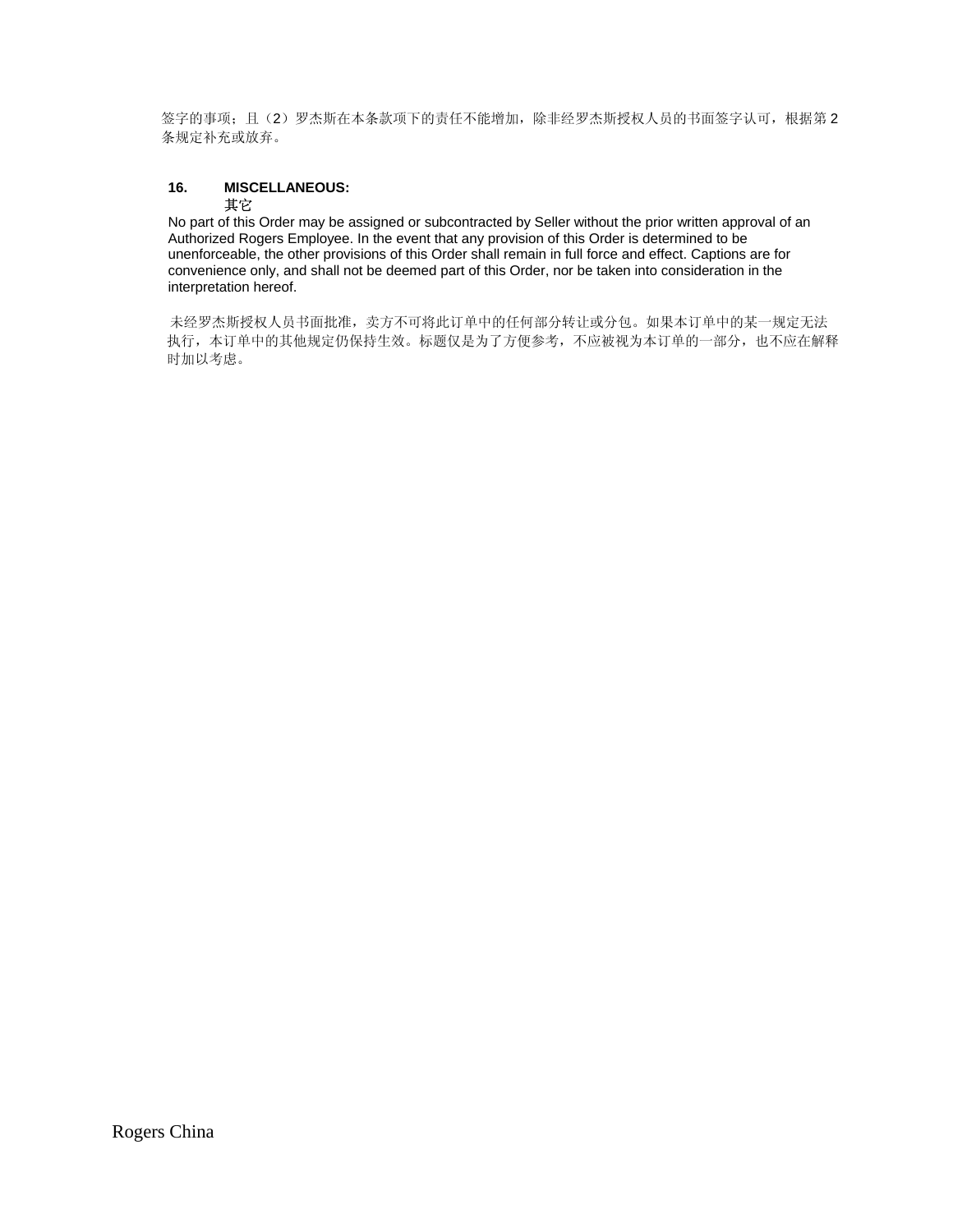签字的事项；且（2）罗杰斯在本条款项下的责任不能增加，除非经罗杰斯授权人员的书面签字认可，根据第 2 条规定补充或放弃。

**16. MISCELLANEOUS:**
**其它**

No part of this Order may be assigned or subcontracted by Seller without the prior written approval of an Authorized Rogers Employee. In the event that any provision of this Order is determined to be unenforceable, the other provisions of this Order shall remain in full force and effect. Captions are for convenience only, and shall not be deemed part of this Order, nor be taken into consideration in the interpretation hereof.

未经罗杰斯授权人员书面批准，卖方不可将此订单中的任何部分转让或分包。如果本订单中的某一规定无法执行，本订单中的其他规定仍保持生效。标题仅是为了方便参考，不应被视为本订单的一部分，也不应在解释时加以考虑。